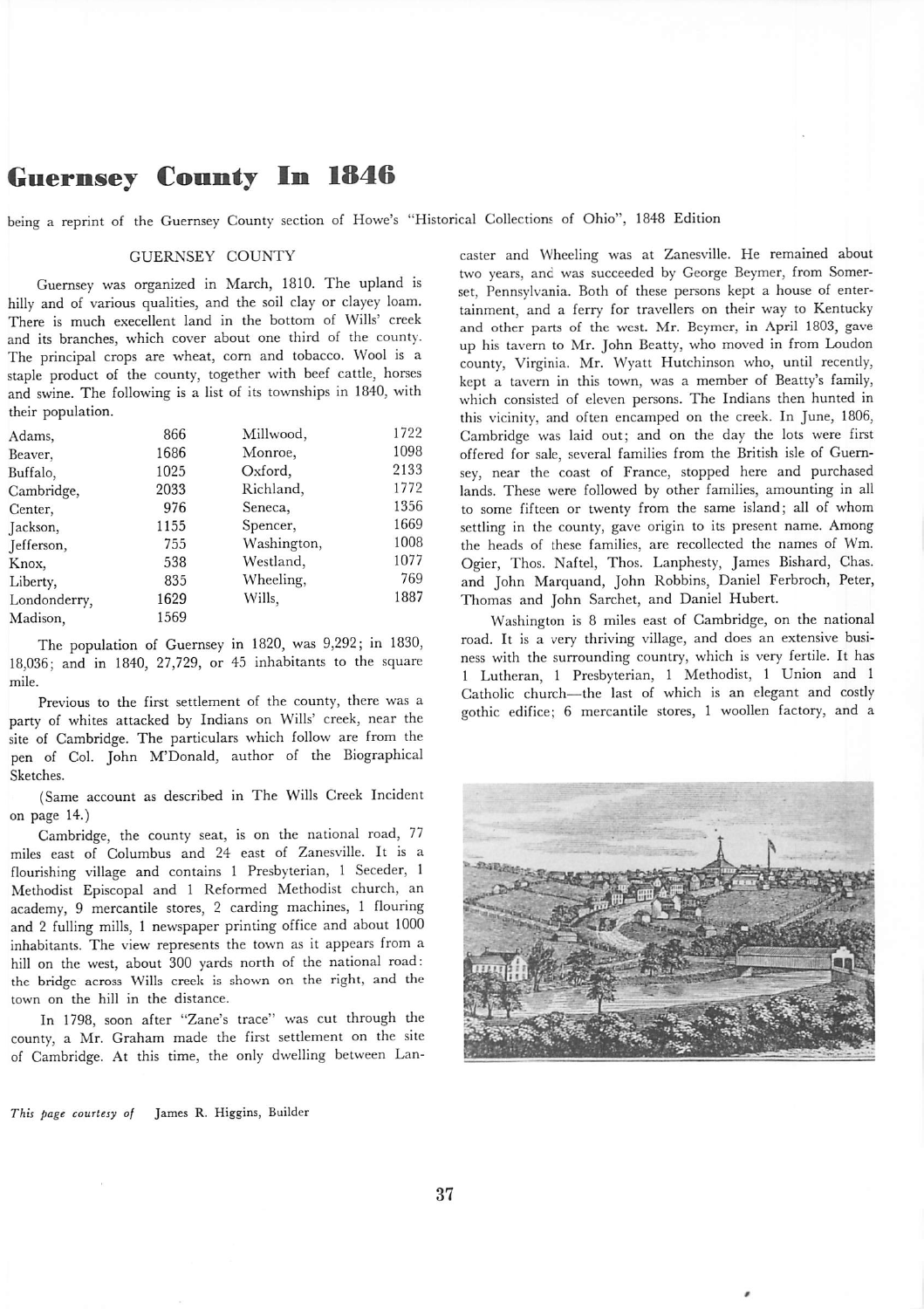# Guernsey County In 1846

being a reprint of the Guernsey County section of Howe's "Historical Collections of Ohio", 1848 Edition

## GUERNSEY COUNTY

Guernsey was organized in March, 1810. The upland is hilly and of various qualities, and the soil clay or clayey loam. There is much execellent land in the bottom of Wills' creek and its branches, which cover about one third of the county. The principal crops are wheat, corn and tobacco. Wool is a staple product of the county, together with beef cattle, horses and swine. The following is a list of its townships in 1840, with their population.

| | | | |
|---|---|---|---|
| Adams, | 866 | Millwood, | 1722 |
| Beaver, | 1686 | Monroe, | 1098 |
| Buffalo, | 1025 | Oxford, | 2133 |
| Cambridge, | 2033 | Richland, | 1772 |
| Center, | 976 | Seneca, | 1356 |
| Jackson, | 1155 | Spencer, | 1669 |
| Jefferson, | 755 | Washington, | 1008 |
| Knox, | 538 | Westland, | 1077 |
| Liberty, | 835 | Wheeling, | 769 |
| Londonderry, | 1629 | Wills, | 1887 |
| Madison, | 1569 | | |

The population of Guernsey in 1820, was 9,292; in 1830, 18,036; and in 1840, 27,729, or 45 inhabitants to the square mile.

Previous to the first settlement of the county, there was a party of whites attacked by Indians on Wills' creek, near the site of Cambridge. The particulars which follow are from the pen of Col. John M'Donald, author of the Biographical Sketches.

(Same account as described in The Wills Creek Incident on page 14.)

Cambridge, the county seat, is on the national road, 77 miles east of Columbus and 24 east of Zanesville. It is a flourishing village and contains 1 Presbyterian, 1 Seceder, 1 Methodist Episcopal and 1 Reformed Methodist church, an academy, 9 mercantile stores, 2 carding machines, 1 flouring and 2 fulling mills, 1 newspaper printing office and about 1000 inhabitants. The view represents the town as it appears from a hill on the west, about 300 yards north of the national road: the bridge across Wills creek is shown on the right, and the town on the hill in the distance.

In 1798, soon after "Zane's trace" was cut through the county, a Mr. Graham made the first settlement on the site of Cambridge. At this time, the only dwelling between Lancaster and Wheeling was at Zanesville. He remained about two years, and was succeeded by George Beymer, from Somerset, Pennsylvania. Both of these persons kept a house of entertainment, and a ferry for travellers on their way to Kentucky and other parts of the west. Mr. Beymer, in April 1803, gave up his tavern to Mr. John Beatty, who moved in from Loudon county, Virginia. Mr. Wyatt Hutchinson who, until recently, kept a tavern in this town, was a member of Beatty's family, which consisted of eleven persons. The Indians then hunted in this vicinity, and often encamped on the creek. In June, 1806, Cambridge was laid out; and on the day the lots were first offered for sale, several families from the British isle of Guernsey, near the coast of France, stopped here and purchased lands. These were followed by other families, amounting in all to some fifteen or twenty from the same island; all of whom settling in the county, gave origin to its present name. Among the heads of these families, are recollected the names of Wm. Ogier, Thos. Naftel, Thos. Lanphesty, James Bishard, Chas. and John Marquand, John Robbins, Daniel Ferbroch, Peter, Thomas and John Sarchet, and Daniel Hubert.

Washington is 8 miles east of Cambridge, on the national road. It is a very thriving village, and does an extensive business with the surrounding country, which is very fertile. It has 1 Lutheran, 1 Presbyterian, 1 Methodist, 1 Union and 1 Catholic church—the last of which is an elegant and costly gothic edifice; 6 mercantile stores, 1 woollen factory, and a

*This page courtesy of* James R. Higgins, Builder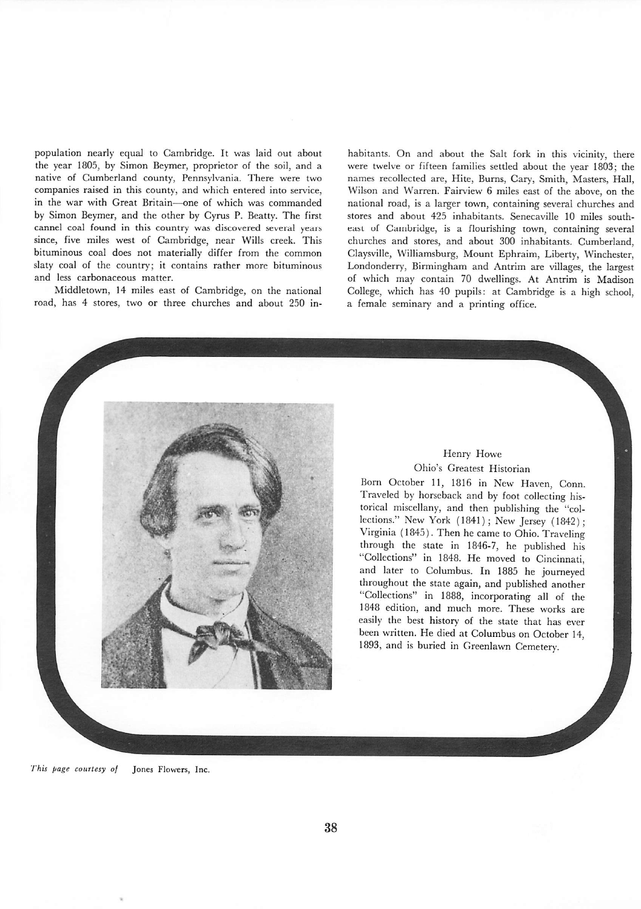population nearly equal to Cambridge. It was laid out about the year 1805, by Simon Beymer, proprietor of the soil, and a native of Cumberland county, Pennsylvania. There were two companies raised in this county, and which entered into service, in the war with Great Britain—one of which was commanded by Simon Beymer, and the other by Cyrus P. Beatty. The first cannel coal found in this country was discovered several years since, five miles west of Cambridge, near Wills creek. This bituminous coal does not materially differ from the common slaty coal of the country; it contains rather more bituminous and less carbonaceous matter.

Middletown, 14 miles east of Cambridge, on the national road, has 4 stores, two or three churches and about 250 inhabitants. On and about the Salt fork in this vicinity, there were twelve or fifteen families settled about the year 1803; the names recollected are, Hite, Burns, Cary, Smith, Masters, Hall, Wilson and Warren. Fairview 6 miles east of the above, on the national road, is a larger town, containing several churches and stores and about 425 inhabitants. Senecaville 10 miles southeast of Cambridge, is a flourishing town, containing several churches and stores, and about 300 inhabitants. Cumberland, Claysville, Williamsburg, Mount Ephraim, Liberty, Winchester, Londonderry, Birmingham and Antrim are villages, the largest of which may contain 70 dwellings. At Antrim is Madison College, which has 40 pupils: at Cambridge is a high school, a female seminary and a printing office.

Henry Howe

Ohio's Greatest Historian

Born October 11, 1816 in New Haven, Conn. Traveled by horseback and by foot collecting historical miscellany, and then publishing the "collections." New York (1841); New Jersey (1842); Virginia (1845). Then he came to Ohio. Traveling through the state in 1846-7, he published his "Collections" in 1848. He moved to Cincinnati, and later to Columbus. In 1885 he journeyed throughout the state again, and published another "Collections" in 1888, incorporating all of the 1848 edition, and much more. These works are easily the best history of the state that has ever been written. He died at Columbus on October 14, 1893, and is buried in Greenlawn Cemetery.

*This page courtesy of* Jones Flowers, Inc.